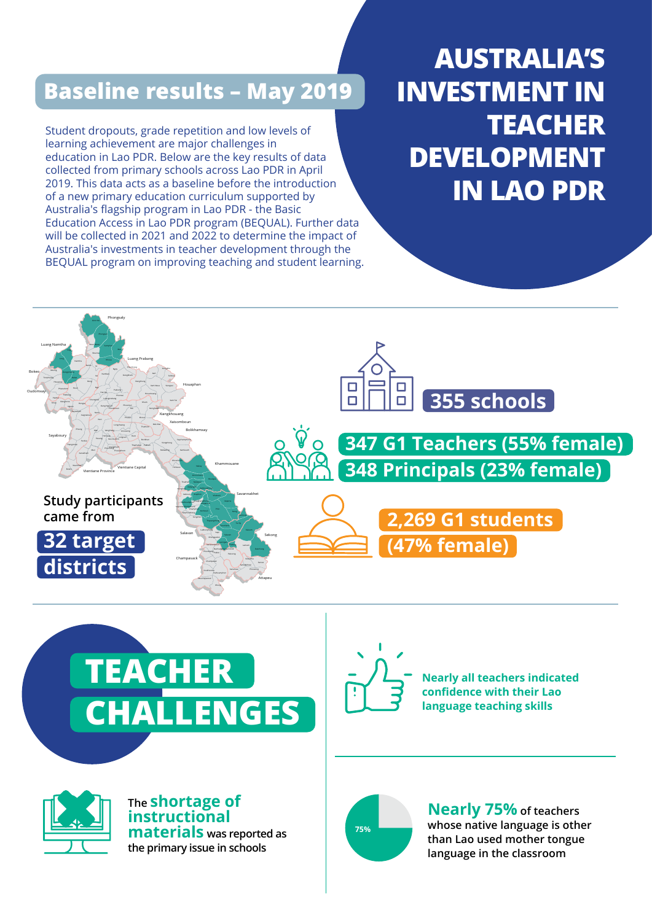# AUSTRALIA'S INVESTMENT IN TEACHER DEVELOPMENT IN LAO PDR

## Baseline results – May 2019

Student dropouts, grade repetition and low levels of learning achievement are major challenges in education in Lao PDR. Below are the key results of data collected from primary schools across Lao PDR in April 2019. This data acts as a baseline before the introduction of a new primary education curriculum supported by Australia's flagship program in Lao PDR - the Basic Education Access in Lao PDR program (BEQUAL). Further data will be collected in 2021 and 2022 to determine the impact of Australia's investments in teacher development through the BEQUAL program on improving teaching and student learning.

Study participants came from **32 target districts**

**355 schools**

**347 G1 Teachers (55% female)**

**348 Principals (23% female)**

**2,269 G1 students (47% female)**

## TEACHER CHALLENGES

**Nearly all teachers indicated confidence with their Lao language teaching skills**

The **shortage of instructional materials** was reported as the primary issue in schools

75%

**Nearly 75%** of teachers whose native language is other than Lao used mother tongue language in the classroom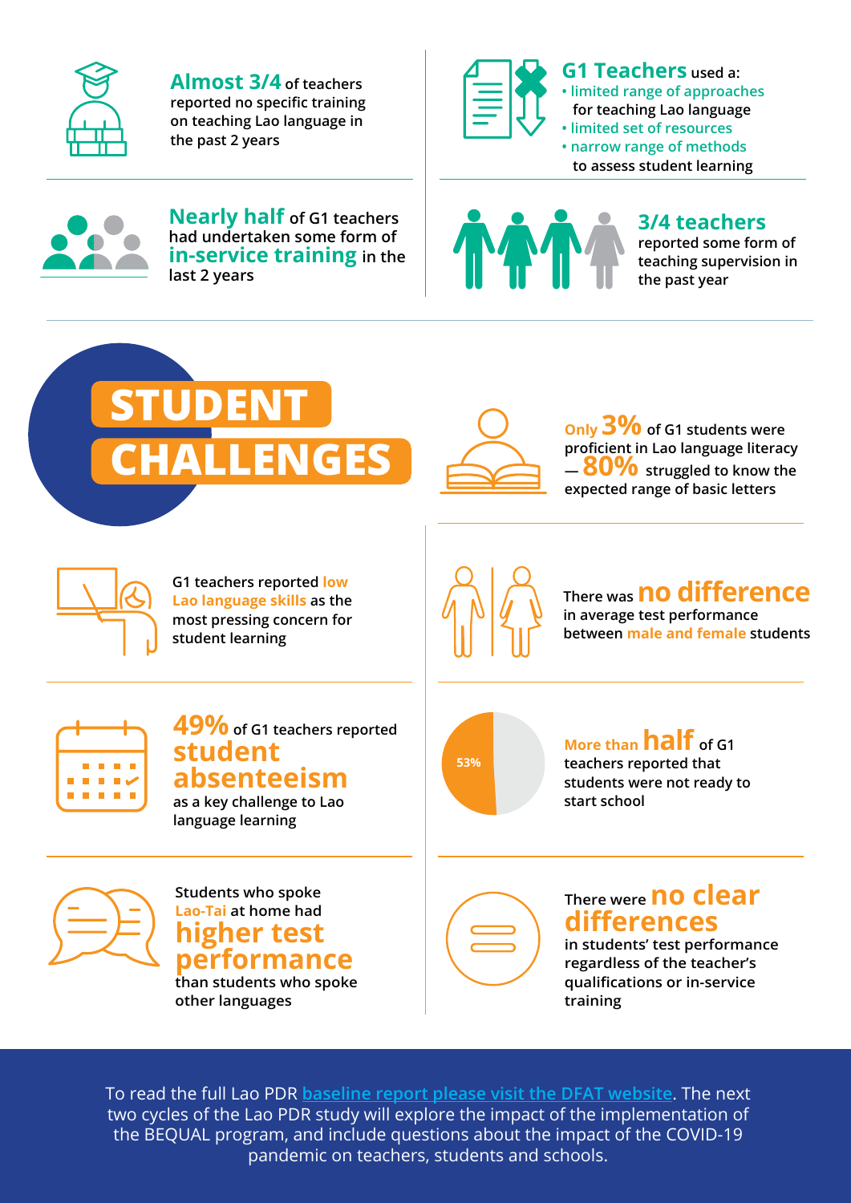**Almost 3/4** of teachers reported no specific training on teaching Lao language in the past 2 years

**G1 Teachers** used a:

- limited range of approaches for teaching Lao language
- limited set of resources
- narrow range of methods to assess student learning

**Nearly half** of G1 teachers had undertaken some form of **in-service training** in the last 2 years

**3/4 teachers** reported some form of teaching supervision in the past year

# STUDENT CHALLENGES

**Only 3%** of G1 students were proficient in Lao language literacy — **80%** struggled to know the expected range of basic letters

G1 teachers reported **low Lao language skills** as the most pressing concern for student learning

There was **no difference** in average test performance between **male and female** students

**49%** of G1 teachers reported **student absenteeism** as a key challenge to Lao language learning

53%

**More than half** of G1 teachers reported that students were not ready to start school

Students who spoke **Lao-Tai** at home had **higher test performance** than students who spoke other languages

There were **no clear differences** in students' test performance regardless of the teacher's qualifications or in-service training

To read the full Lao PDR baseline report please visit the DFAT website. The next two cycles of the Lao PDR study will explore the impact of the implementation of the BEQUAL program, and include questions about the impact of the COVID-19 pandemic on teachers, students and schools.